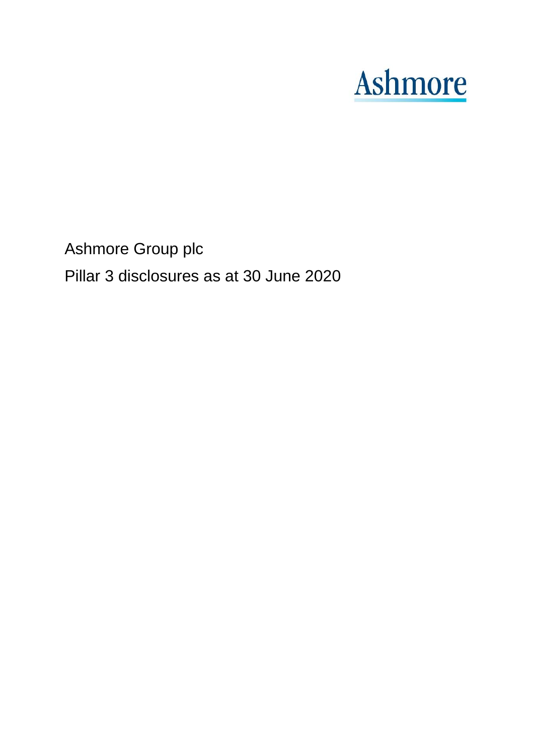Ashmore

Ashmore Group plc

Pillar 3 disclosures as at 30 June 2020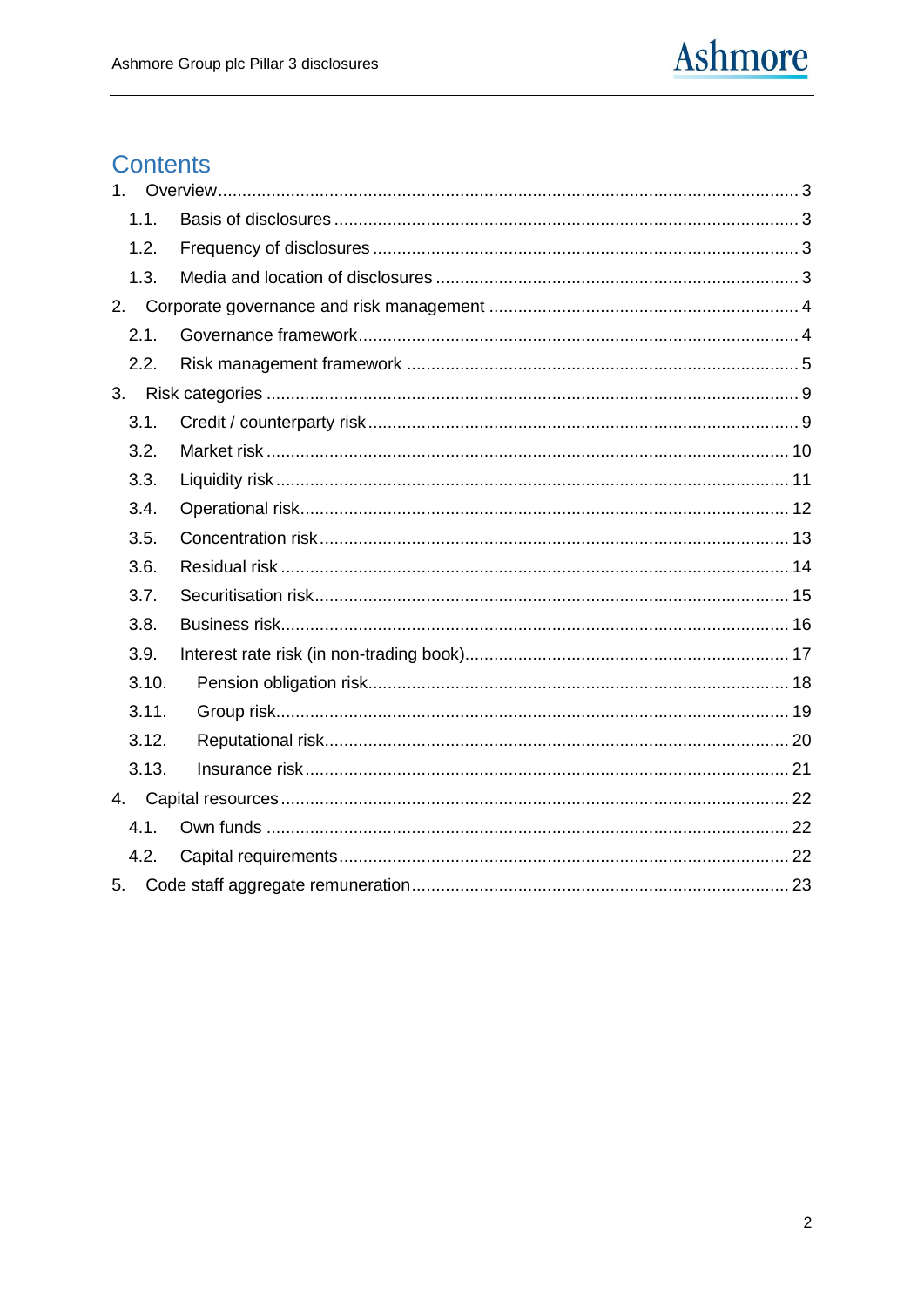# Contents

1. Overview ..... 3
   - 1.1. Basis of disclosures ..... 3
   - 1.2. Frequency of disclosures ..... 3
   - 1.3. Media and location of disclosures ..... 3
2. Corporate governance and risk management ..... 4
   - 2.1. Governance framework ..... 4
   - 2.2. Risk management framework ..... 5
3. Risk categories ..... 9
   - 3.1. Credit / counterparty risk ..... 9
   - 3.2. Market risk ..... 10
   - 3.3. Liquidity risk ..... 11
   - 3.4. Operational risk ..... 12
   - 3.5. Concentration risk ..... 13
   - 3.6. Residual risk ..... 14
   - 3.7. Securitisation risk ..... 15
   - 3.8. Business risk ..... 16
   - 3.9. Interest rate risk (in non-trading book) ..... 17
   - 3.10. Pension obligation risk ..... 18
   - 3.11. Group risk ..... 19
   - 3.12. Reputational risk ..... 20
   - 3.13. Insurance risk ..... 21
4. Capital resources ..... 22
   - 4.1. Own funds ..... 22
   - 4.2. Capital requirements ..... 22
5. Code staff aggregate remuneration ..... 23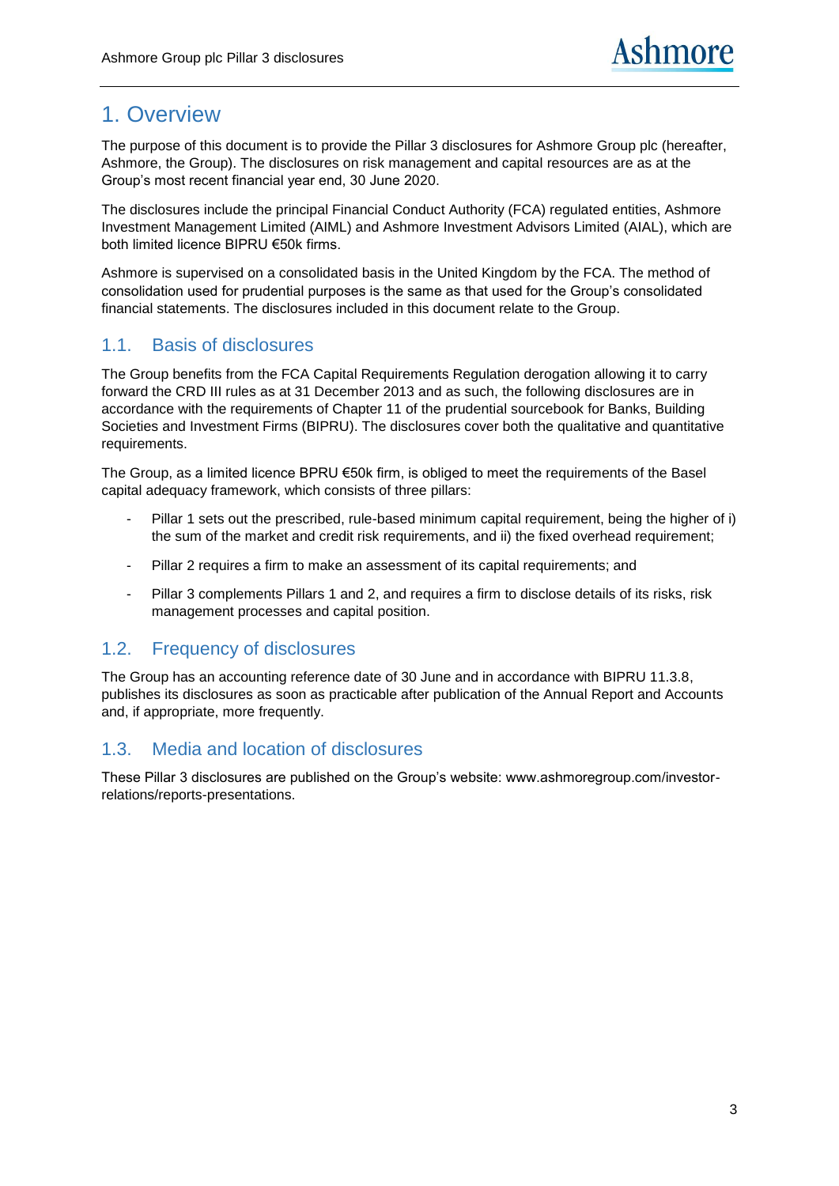# 1. Overview

The purpose of this document is to provide the Pillar 3 disclosures for Ashmore Group plc (hereafter, Ashmore, the Group). The disclosures on risk management and capital resources are as at the Group's most recent financial year end, 30 June 2020.

The disclosures include the principal Financial Conduct Authority (FCA) regulated entities, Ashmore Investment Management Limited (AIML) and Ashmore Investment Advisors Limited (AIAL), which are both limited licence BIPRU €50k firms.

Ashmore is supervised on a consolidated basis in the United Kingdom by the FCA. The method of consolidation used for prudential purposes is the same as that used for the Group's consolidated financial statements. The disclosures included in this document relate to the Group.

## 1.1. Basis of disclosures

The Group benefits from the FCA Capital Requirements Regulation derogation allowing it to carry forward the CRD III rules as at 31 December 2013 and as such, the following disclosures are in accordance with the requirements of Chapter 11 of the prudential sourcebook for Banks, Building Societies and Investment Firms (BIPRU). The disclosures cover both the qualitative and quantitative requirements.

The Group, as a limited licence BPRU €50k firm, is obliged to meet the requirements of the Basel capital adequacy framework, which consists of three pillars:

- Pillar 1 sets out the prescribed, rule-based minimum capital requirement, being the higher of i) the sum of the market and credit risk requirements, and ii) the fixed overhead requirement;
- Pillar 2 requires a firm to make an assessment of its capital requirements; and
- Pillar 3 complements Pillars 1 and 2, and requires a firm to disclose details of its risks, risk management processes and capital position.

## 1.2. Frequency of disclosures

The Group has an accounting reference date of 30 June and in accordance with BIPRU 11.3.8, publishes its disclosures as soon as practicable after publication of the Annual Report and Accounts and, if appropriate, more frequently.

## 1.3. Media and location of disclosures

These Pillar 3 disclosures are published on the Group's website: www.ashmoregroup.com/investor-relations/reports-presentations.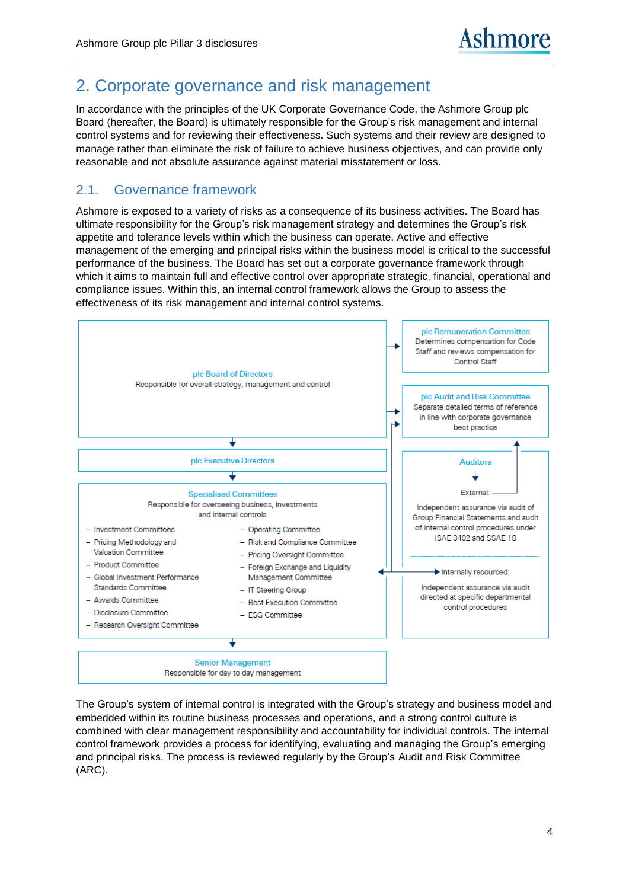# 2. Corporate governance and risk management

In accordance with the principles of the UK Corporate Governance Code, the Ashmore Group plc Board (hereafter, the Board) is ultimately responsible for the Group's risk management and internal control systems and for reviewing their effectiveness. Such systems and their review are designed to manage rather than eliminate the risk of failure to achieve business objectives, and can provide only reasonable and not absolute assurance against material misstatement or loss.

## 2.1. Governance framework

Ashmore is exposed to a variety of risks as a consequence of its business activities. The Board has ultimate responsibility for the Group's risk management strategy and determines the Group's risk appetite and tolerance levels within which the business can operate. Active and effective management of the emerging and principal risks within the business model is critical to the successful performance of the business. The Board has set out a corporate governance framework through which it aims to maintain full and effective control over appropriate strategic, financial, operational and compliance issues. Within this, an internal control framework allows the Group to assess the effectiveness of its risk management and internal control systems.

**plc Board of Directors**
Responsible for overall strategy, management and control

**plc Remuneration Committee**
Determines compensation for Code Staff and reviews compensation for Control Staff

**plc Audit and Risk Committee**
Separate detailed terms of reference in line with corporate governance best practice

**plc Executive Directors**

**Specialised Committees**
Responsible for overseeing business, investments and internal controls

- Investment Committees
- Pricing Methodology and Valuation Committee
- Product Committee
- Global Investment Performance Standards Committee
- Awards Committee
- Disclosure Committee
- Research Oversight Committee
- Operating Committee
- Risk and Compliance Committee
- Pricing Oversight Committee
- Foreign Exchange and Liquidity Management Committee
- IT Steering Group
- Best Execution Committee
- ESG Committee

**Auditors**

External:
Independent assurance via audit of Group Financial Statements and audit of internal control procedures under ISAE 3402 and SSAE 18

Internally resourced:
Independent assurance via audit directed at specific departmental control procedures

**Senior Management**
Responsible for day to day management

The Group's system of internal control is integrated with the Group's strategy and business model and embedded within its routine business processes and operations, and a strong control culture is combined with clear management responsibility and accountability for individual controls. The internal control framework provides a process for identifying, evaluating and managing the Group's emerging and principal risks. The process is reviewed regularly by the Group's Audit and Risk Committee (ARC).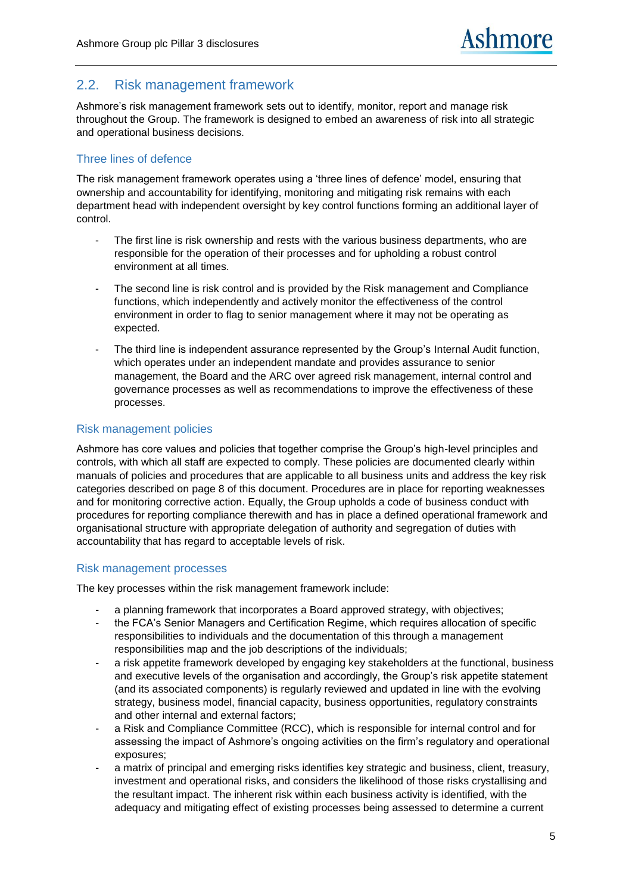## 2.2. Risk management framework

Ashmore's risk management framework sets out to identify, monitor, report and manage risk throughout the Group. The framework is designed to embed an awareness of risk into all strategic and operational business decisions.

### Three lines of defence

The risk management framework operates using a 'three lines of defence' model, ensuring that ownership and accountability for identifying, monitoring and mitigating risk remains with each department head with independent oversight by key control functions forming an additional layer of control.

- The first line is risk ownership and rests with the various business departments, who are responsible for the operation of their processes and for upholding a robust control environment at all times.
- The second line is risk control and is provided by the Risk management and Compliance functions, which independently and actively monitor the effectiveness of the control environment in order to flag to senior management where it may not be operating as expected.
- The third line is independent assurance represented by the Group's Internal Audit function, which operates under an independent mandate and provides assurance to senior management, the Board and the ARC over agreed risk management, internal control and governance processes as well as recommendations to improve the effectiveness of these processes.

### Risk management policies

Ashmore has core values and policies that together comprise the Group's high-level principles and controls, with which all staff are expected to comply. These policies are documented clearly within manuals of policies and procedures that are applicable to all business units and address the key risk categories described on page 8 of this document. Procedures are in place for reporting weaknesses and for monitoring corrective action. Equally, the Group upholds a code of business conduct with procedures for reporting compliance therewith and has in place a defined operational framework and organisational structure with appropriate delegation of authority and segregation of duties with accountability that has regard to acceptable levels of risk.

### Risk management processes

The key processes within the risk management framework include:

- a planning framework that incorporates a Board approved strategy, with objectives;
- the FCA's Senior Managers and Certification Regime, which requires allocation of specific responsibilities to individuals and the documentation of this through a management responsibilities map and the job descriptions of the individuals;
- a risk appetite framework developed by engaging key stakeholders at the functional, business and executive levels of the organisation and accordingly, the Group's risk appetite statement (and its associated components) is regularly reviewed and updated in line with the evolving strategy, business model, financial capacity, business opportunities, regulatory constraints and other internal and external factors;
- a Risk and Compliance Committee (RCC), which is responsible for internal control and for assessing the impact of Ashmore's ongoing activities on the firm's regulatory and operational exposures;
- a matrix of principal and emerging risks identifies key strategic and business, client, treasury, investment and operational risks, and considers the likelihood of those risks crystallising and the resultant impact. The inherent risk within each business activity is identified, with the adequacy and mitigating effect of existing processes being assessed to determine a current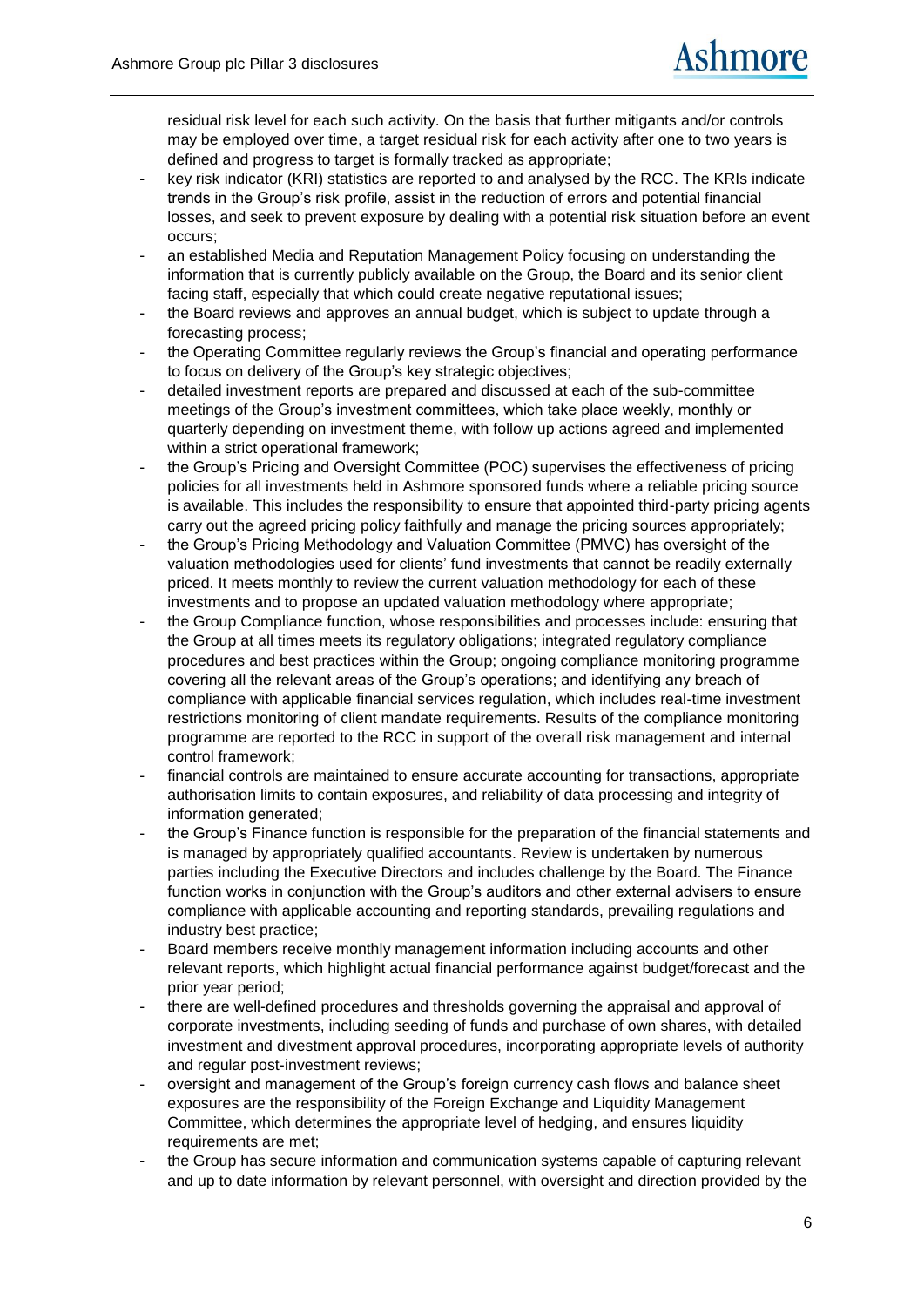residual risk level for each such activity. On the basis that further mitigants and/or controls may be employed over time, a target residual risk for each activity after one to two years is defined and progress to target is formally tracked as appropriate;

- key risk indicator (KRI) statistics are reported to and analysed by the RCC. The KRIs indicate trends in the Group's risk profile, assist in the reduction of errors and potential financial losses, and seek to prevent exposure by dealing with a potential risk situation before an event occurs;
- an established Media and Reputation Management Policy focusing on understanding the information that is currently publicly available on the Group, the Board and its senior client facing staff, especially that which could create negative reputational issues;
- the Board reviews and approves an annual budget, which is subject to update through a forecasting process;
- the Operating Committee regularly reviews the Group's financial and operating performance to focus on delivery of the Group's key strategic objectives;
- detailed investment reports are prepared and discussed at each of the sub-committee meetings of the Group's investment committees, which take place weekly, monthly or quarterly depending on investment theme, with follow up actions agreed and implemented within a strict operational framework;
- the Group's Pricing and Oversight Committee (POC) supervises the effectiveness of pricing policies for all investments held in Ashmore sponsored funds where a reliable pricing source is available. This includes the responsibility to ensure that appointed third-party pricing agents carry out the agreed pricing policy faithfully and manage the pricing sources appropriately;
- the Group's Pricing Methodology and Valuation Committee (PMVC) has oversight of the valuation methodologies used for clients' fund investments that cannot be readily externally priced. It meets monthly to review the current valuation methodology for each of these investments and to propose an updated valuation methodology where appropriate;
- the Group Compliance function, whose responsibilities and processes include: ensuring that the Group at all times meets its regulatory obligations; integrated regulatory compliance procedures and best practices within the Group; ongoing compliance monitoring programme covering all the relevant areas of the Group's operations; and identifying any breach of compliance with applicable financial services regulation, which includes real-time investment restrictions monitoring of client mandate requirements. Results of the compliance monitoring programme are reported to the RCC in support of the overall risk management and internal control framework;
- financial controls are maintained to ensure accurate accounting for transactions, appropriate authorisation limits to contain exposures, and reliability of data processing and integrity of information generated;
- the Group's Finance function is responsible for the preparation of the financial statements and is managed by appropriately qualified accountants. Review is undertaken by numerous parties including the Executive Directors and includes challenge by the Board. The Finance function works in conjunction with the Group's auditors and other external advisers to ensure compliance with applicable accounting and reporting standards, prevailing regulations and industry best practice;
- Board members receive monthly management information including accounts and other relevant reports, which highlight actual financial performance against budget/forecast and the prior year period;
- there are well-defined procedures and thresholds governing the appraisal and approval of corporate investments, including seeding of funds and purchase of own shares, with detailed investment and divestment approval procedures, incorporating appropriate levels of authority and regular post-investment reviews;
- oversight and management of the Group's foreign currency cash flows and balance sheet exposures are the responsibility of the Foreign Exchange and Liquidity Management Committee, which determines the appropriate level of hedging, and ensures liquidity requirements are met;
- the Group has secure information and communication systems capable of capturing relevant and up to date information by relevant personnel, with oversight and direction provided by the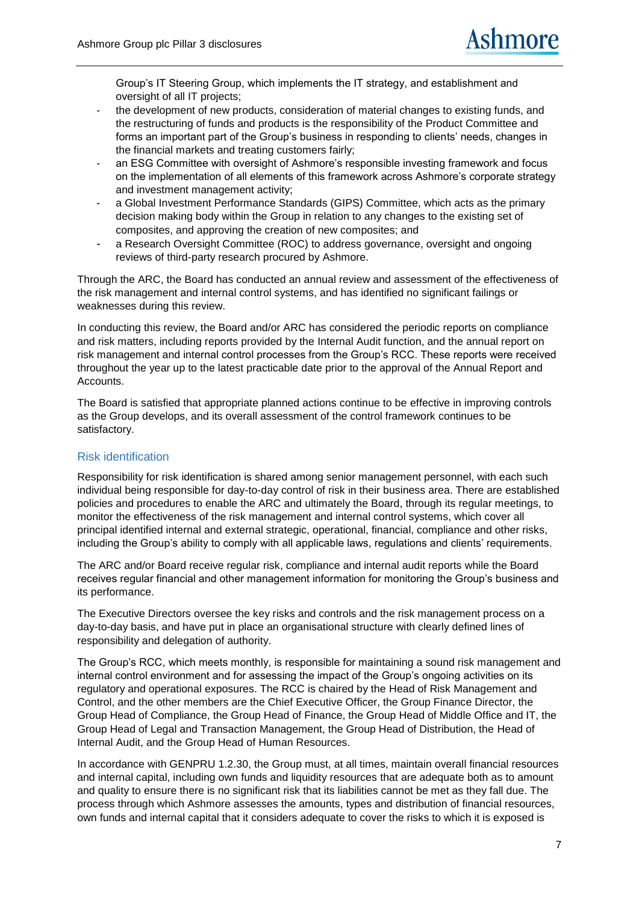Group's IT Steering Group, which implements the IT strategy, and establishment and oversight of all IT projects;

- the development of new products, consideration of material changes to existing funds, and the restructuring of funds and products is the responsibility of the Product Committee and forms an important part of the Group's business in responding to clients' needs, changes in the financial markets and treating customers fairly;
- an ESG Committee with oversight of Ashmore's responsible investing framework and focus on the implementation of all elements of this framework across Ashmore's corporate strategy and investment management activity;
- a Global Investment Performance Standards (GIPS) Committee, which acts as the primary decision making body within the Group in relation to any changes to the existing set of composites, and approving the creation of new composites; and
- a Research Oversight Committee (ROC) to address governance, oversight and ongoing reviews of third-party research procured by Ashmore.

Through the ARC, the Board has conducted an annual review and assessment of the effectiveness of the risk management and internal control systems, and has identified no significant failings or weaknesses during this review.

In conducting this review, the Board and/or ARC has considered the periodic reports on compliance and risk matters, including reports provided by the Internal Audit function, and the annual report on risk management and internal control processes from the Group's RCC. These reports were received throughout the year up to the latest practicable date prior to the approval of the Annual Report and Accounts.

The Board is satisfied that appropriate planned actions continue to be effective in improving controls as the Group develops, and its overall assessment of the control framework continues to be satisfactory.

## Risk identification

Responsibility for risk identification is shared among senior management personnel, with each such individual being responsible for day-to-day control of risk in their business area. There are established policies and procedures to enable the ARC and ultimately the Board, through its regular meetings, to monitor the effectiveness of the risk management and internal control systems, which cover all principal identified internal and external strategic, operational, financial, compliance and other risks, including the Group's ability to comply with all applicable laws, regulations and clients' requirements.

The ARC and/or Board receive regular risk, compliance and internal audit reports while the Board receives regular financial and other management information for monitoring the Group's business and its performance.

The Executive Directors oversee the key risks and controls and the risk management process on a day-to-day basis, and have put in place an organisational structure with clearly defined lines of responsibility and delegation of authority.

The Group's RCC, which meets monthly, is responsible for maintaining a sound risk management and internal control environment and for assessing the impact of the Group's ongoing activities on its regulatory and operational exposures. The RCC is chaired by the Head of Risk Management and Control, and the other members are the Chief Executive Officer, the Group Finance Director, the Group Head of Compliance, the Group Head of Finance, the Group Head of Middle Office and IT, the Group Head of Legal and Transaction Management, the Group Head of Distribution, the Head of Internal Audit, and the Group Head of Human Resources.

In accordance with GENPRU 1.2.30, the Group must, at all times, maintain overall financial resources and internal capital, including own funds and liquidity resources that are adequate both as to amount and quality to ensure there is no significant risk that its liabilities cannot be met as they fall due. The process through which Ashmore assesses the amounts, types and distribution of financial resources, own funds and internal capital that it considers adequate to cover the risks to which it is exposed is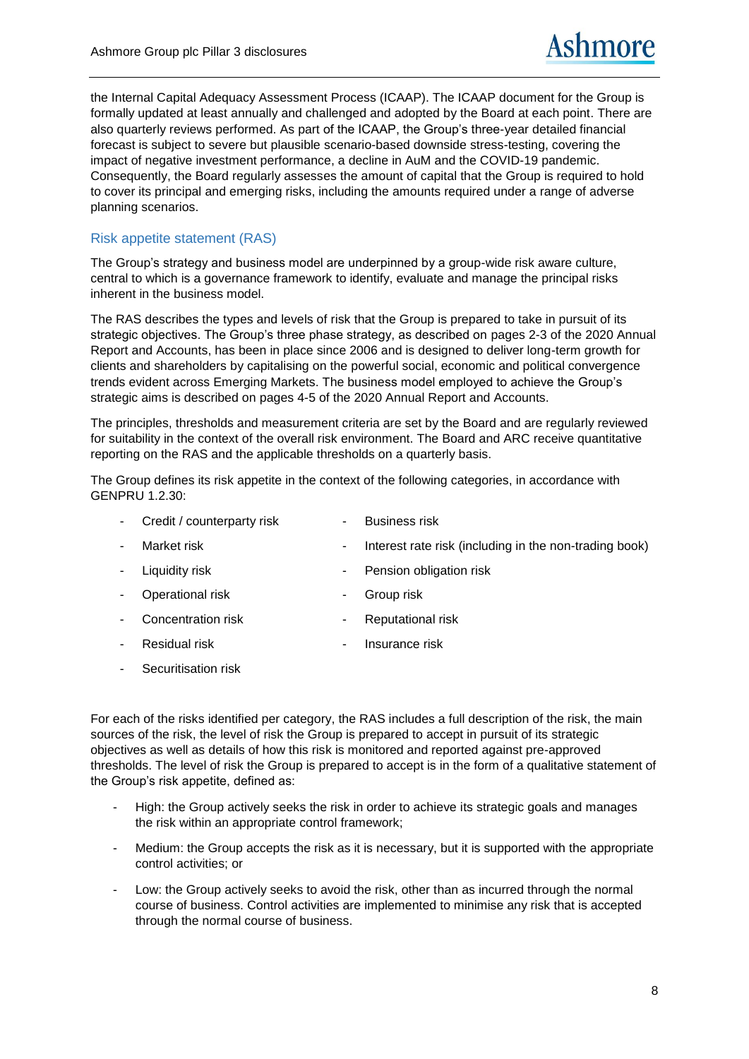the Internal Capital Adequacy Assessment Process (ICAAP). The ICAAP document for the Group is formally updated at least annually and challenged and adopted by the Board at each point. There are also quarterly reviews performed. As part of the ICAAP, the Group's three-year detailed financial forecast is subject to severe but plausible scenario-based downside stress-testing, covering the impact of negative investment performance, a decline in AuM and the COVID-19 pandemic. Consequently, the Board regularly assesses the amount of capital that the Group is required to hold to cover its principal and emerging risks, including the amounts required under a range of adverse planning scenarios.

## Risk appetite statement (RAS)

The Group's strategy and business model are underpinned by a group-wide risk aware culture, central to which is a governance framework to identify, evaluate and manage the principal risks inherent in the business model.

The RAS describes the types and levels of risk that the Group is prepared to take in pursuit of its strategic objectives. The Group's three phase strategy, as described on pages 2-3 of the 2020 Annual Report and Accounts, has been in place since 2006 and is designed to deliver long-term growth for clients and shareholders by capitalising on the powerful social, economic and political convergence trends evident across Emerging Markets. The business model employed to achieve the Group's strategic aims is described on pages 4-5 of the 2020 Annual Report and Accounts.

The principles, thresholds and measurement criteria are set by the Board and are regularly reviewed for suitability in the context of the overall risk environment. The Board and ARC receive quantitative reporting on the RAS and the applicable thresholds on a quarterly basis.

The Group defines its risk appetite in the context of the following categories, in accordance with GENPRU 1.2.30:

- Credit / counterparty risk
- Market risk
- Liquidity risk
- Operational risk
- Concentration risk
- Residual risk
- Securitisation risk
- Business risk
- Interest rate risk (including in the non-trading book)
- Pension obligation risk
- Group risk
- Reputational risk
- Insurance risk

For each of the risks identified per category, the RAS includes a full description of the risk, the main sources of the risk, the level of risk the Group is prepared to accept in pursuit of its strategic objectives as well as details of how this risk is monitored and reported against pre-approved thresholds. The level of risk the Group is prepared to accept is in the form of a qualitative statement of the Group's risk appetite, defined as:

- High: the Group actively seeks the risk in order to achieve its strategic goals and manages the risk within an appropriate control framework;
- Medium: the Group accepts the risk as it is necessary, but it is supported with the appropriate control activities; or
- Low: the Group actively seeks to avoid the risk, other than as incurred through the normal course of business. Control activities are implemented to minimise any risk that is accepted through the normal course of business.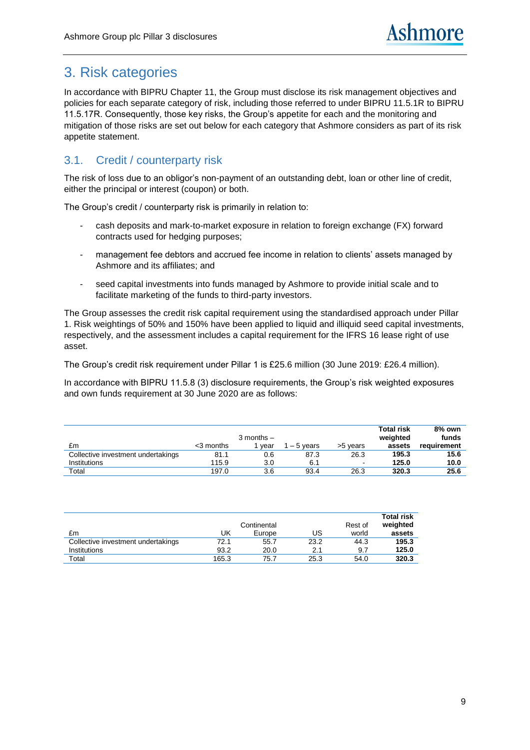# 3. Risk categories

In accordance with BIPRU Chapter 11, the Group must disclose its risk management objectives and policies for each separate category of risk, including those referred to under BIPRU 11.5.1R to BIPRU 11.5.17R. Consequently, those key risks, the Group's appetite for each and the monitoring and mitigation of those risks are set out below for each category that Ashmore considers as part of its risk appetite statement.

## 3.1. Credit / counterparty risk

The risk of loss due to an obligor's non-payment of an outstanding debt, loan or other line of credit, either the principal or interest (coupon) or both.

The Group's credit / counterparty risk is primarily in relation to:

- cash deposits and mark-to-market exposure in relation to foreign exchange (FX) forward contracts used for hedging purposes;
- management fee debtors and accrued fee income in relation to clients' assets managed by Ashmore and its affiliates; and
- seed capital investments into funds managed by Ashmore to provide initial scale and to facilitate marketing of the funds to third-party investors.

The Group assesses the credit risk capital requirement using the standardised approach under Pillar 1. Risk weightings of 50% and 150% have been applied to liquid and illiquid seed capital investments, respectively, and the assessment includes a capital requirement for the IFRS 16 lease right of use asset.

The Group's credit risk requirement under Pillar 1 is £25.6 million (30 June 2019: £26.4 million).

In accordance with BIPRU 11.5.8 (3) disclosure requirements, the Group's risk weighted exposures and own funds requirement at 30 June 2020 are as follows:

| £m | <3 months | 3 months – 1 year | 1 – 5 years | >5 years | **Total risk weighted assets** | **8% own funds requirement** |
|---|---|---|---|---|---|---|
| Collective investment undertakings | 81.1 | 0.6 | 87.3 | 26.3 | **195.3** | **15.6** |
| Institutions | 115.9 | 3.0 | 6.1 | - | **125.0** | **10.0** |
| Total | 197.0 | 3.6 | 93.4 | 26.3 | **320.3** | **25.6** |

| £m | UK | Continental Europe | US | Rest of world | **Total risk weighted assets** |
|---|---|---|---|---|---|
| Collective investment undertakings | 72.1 | 55.7 | 23.2 | 44.3 | **195.3** |
| Institutions | 93.2 | 20.0 | 2.1 | 9.7 | **125.0** |
| Total | 165.3 | 75.7 | 25.3 | 54.0 | **320.3** |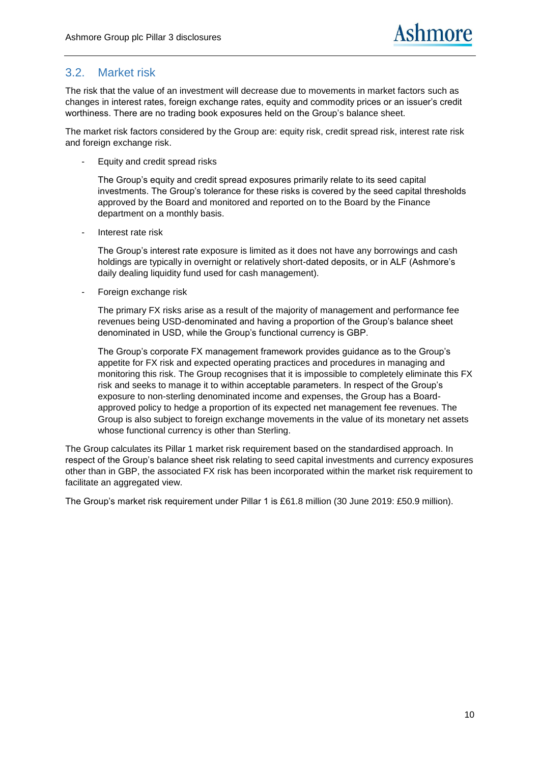## 3.2. Market risk

The risk that the value of an investment will decrease due to movements in market factors such as changes in interest rates, foreign exchange rates, equity and commodity prices or an issuer's credit worthiness. There are no trading book exposures held on the Group's balance sheet.

The market risk factors considered by the Group are: equity risk, credit spread risk, interest rate risk and foreign exchange risk.

- Equity and credit spread risks

  The Group's equity and credit spread exposures primarily relate to its seed capital investments. The Group's tolerance for these risks is covered by the seed capital thresholds approved by the Board and monitored and reported on to the Board by the Finance department on a monthly basis.

- Interest rate risk

  The Group's interest rate exposure is limited as it does not have any borrowings and cash holdings are typically in overnight or relatively short-dated deposits, or in ALF (Ashmore's daily dealing liquidity fund used for cash management).

- Foreign exchange risk

  The primary FX risks arise as a result of the majority of management and performance fee revenues being USD-denominated and having a proportion of the Group's balance sheet denominated in USD, while the Group's functional currency is GBP.

  The Group's corporate FX management framework provides guidance as to the Group's appetite for FX risk and expected operating practices and procedures in managing and monitoring this risk. The Group recognises that it is impossible to completely eliminate this FX risk and seeks to manage it to within acceptable parameters. In respect of the Group's exposure to non-sterling denominated income and expenses, the Group has a Board-approved policy to hedge a proportion of its expected net management fee revenues. The Group is also subject to foreign exchange movements in the value of its monetary net assets whose functional currency is other than Sterling.

The Group calculates its Pillar 1 market risk requirement based on the standardised approach. In respect of the Group's balance sheet risk relating to seed capital investments and currency exposures other than in GBP, the associated FX risk has been incorporated within the market risk requirement to facilitate an aggregated view.

The Group's market risk requirement under Pillar 1 is £61.8 million (30 June 2019: £50.9 million).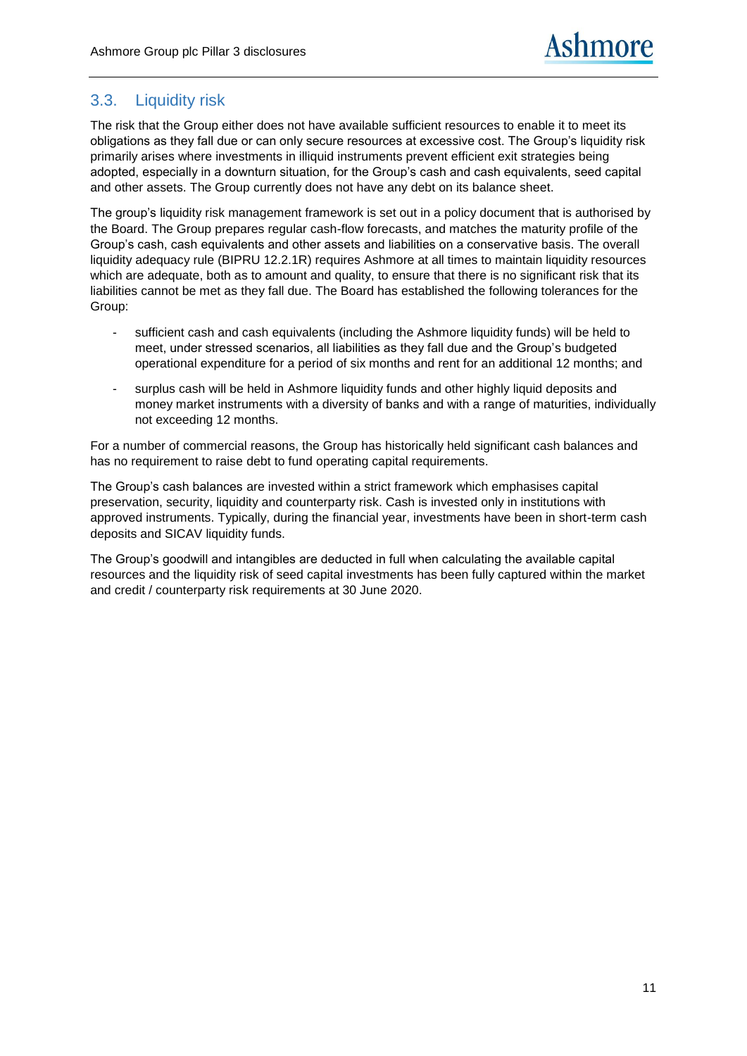## 3.3. Liquidity risk

The risk that the Group either does not have available sufficient resources to enable it to meet its obligations as they fall due or can only secure resources at excessive cost. The Group's liquidity risk primarily arises where investments in illiquid instruments prevent efficient exit strategies being adopted, especially in a downturn situation, for the Group's cash and cash equivalents, seed capital and other assets. The Group currently does not have any debt on its balance sheet.

The group's liquidity risk management framework is set out in a policy document that is authorised by the Board. The Group prepares regular cash-flow forecasts, and matches the maturity profile of the Group's cash, cash equivalents and other assets and liabilities on a conservative basis. The overall liquidity adequacy rule (BIPRU 12.2.1R) requires Ashmore at all times to maintain liquidity resources which are adequate, both as to amount and quality, to ensure that there is no significant risk that its liabilities cannot be met as they fall due. The Board has established the following tolerances for the Group:

- sufficient cash and cash equivalents (including the Ashmore liquidity funds) will be held to meet, under stressed scenarios, all liabilities as they fall due and the Group's budgeted operational expenditure for a period of six months and rent for an additional 12 months; and
- surplus cash will be held in Ashmore liquidity funds and other highly liquid deposits and money market instruments with a diversity of banks and with a range of maturities, individually not exceeding 12 months.

For a number of commercial reasons, the Group has historically held significant cash balances and has no requirement to raise debt to fund operating capital requirements.

The Group's cash balances are invested within a strict framework which emphasises capital preservation, security, liquidity and counterparty risk. Cash is invested only in institutions with approved instruments. Typically, during the financial year, investments have been in short-term cash deposits and SICAV liquidity funds.

The Group's goodwill and intangibles are deducted in full when calculating the available capital resources and the liquidity risk of seed capital investments has been fully captured within the market and credit / counterparty risk requirements at 30 June 2020.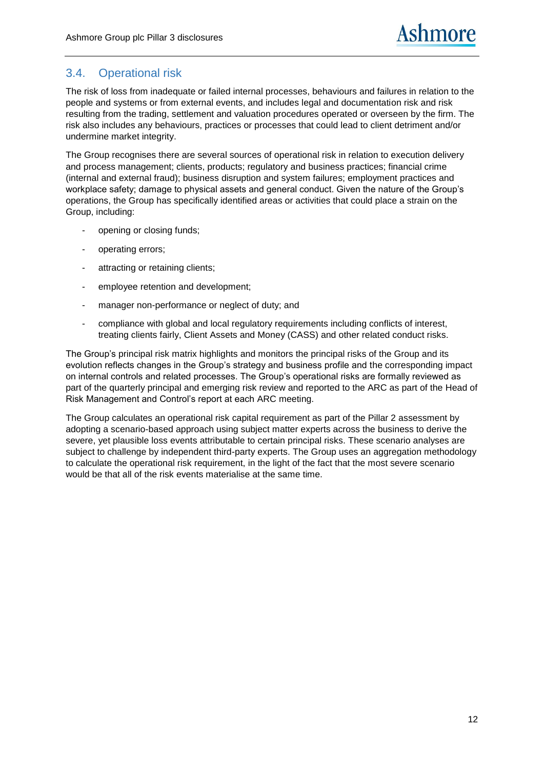## 3.4. Operational risk

The risk of loss from inadequate or failed internal processes, behaviours and failures in relation to the people and systems or from external events, and includes legal and documentation risk and risk resulting from the trading, settlement and valuation procedures operated or overseen by the firm. The risk also includes any behaviours, practices or processes that could lead to client detriment and/or undermine market integrity.

The Group recognises there are several sources of operational risk in relation to execution delivery and process management; clients, products; regulatory and business practices; financial crime (internal and external fraud); business disruption and system failures; employment practices and workplace safety; damage to physical assets and general conduct. Given the nature of the Group's operations, the Group has specifically identified areas or activities that could place a strain on the Group, including:

- opening or closing funds;
- operating errors;
- attracting or retaining clients;
- employee retention and development;
- manager non-performance or neglect of duty; and
- compliance with global and local regulatory requirements including conflicts of interest, treating clients fairly, Client Assets and Money (CASS) and other related conduct risks.

The Group's principal risk matrix highlights and monitors the principal risks of the Group and its evolution reflects changes in the Group's strategy and business profile and the corresponding impact on internal controls and related processes. The Group's operational risks are formally reviewed as part of the quarterly principal and emerging risk review and reported to the ARC as part of the Head of Risk Management and Control's report at each ARC meeting.

The Group calculates an operational risk capital requirement as part of the Pillar 2 assessment by adopting a scenario-based approach using subject matter experts across the business to derive the severe, yet plausible loss events attributable to certain principal risks. These scenario analyses are subject to challenge by independent third-party experts. The Group uses an aggregation methodology to calculate the operational risk requirement, in the light of the fact that the most severe scenario would be that all of the risk events materialise at the same time.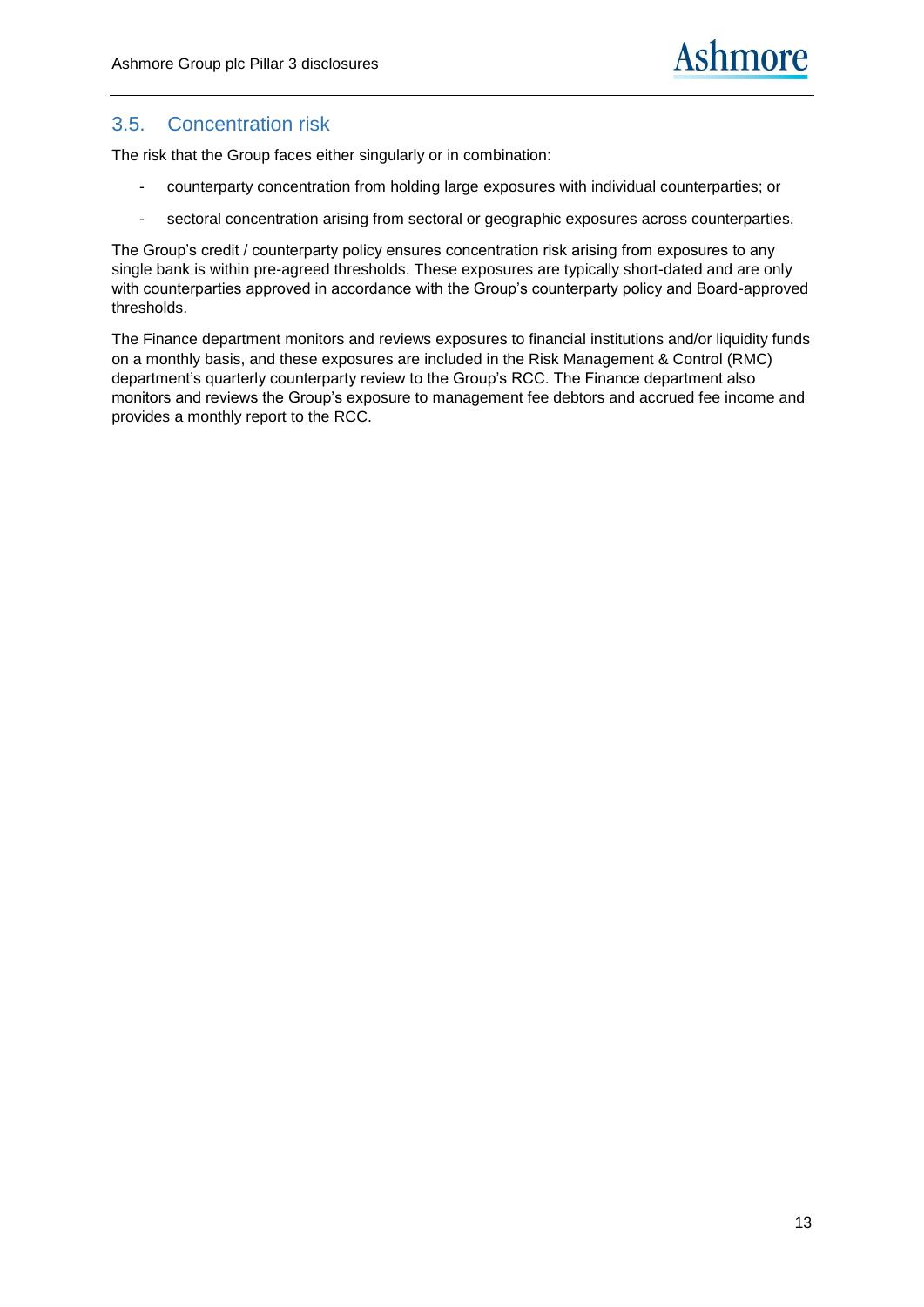## 3.5. Concentration risk

The risk that the Group faces either singularly or in combination:

- counterparty concentration from holding large exposures with individual counterparties; or
- sectoral concentration arising from sectoral or geographic exposures across counterparties.

The Group's credit / counterparty policy ensures concentration risk arising from exposures to any single bank is within pre-agreed thresholds. These exposures are typically short-dated and are only with counterparties approved in accordance with the Group's counterparty policy and Board-approved thresholds.

The Finance department monitors and reviews exposures to financial institutions and/or liquidity funds on a monthly basis, and these exposures are included in the Risk Management & Control (RMC) department's quarterly counterparty review to the Group's RCC. The Finance department also monitors and reviews the Group's exposure to management fee debtors and accrued fee income and provides a monthly report to the RCC.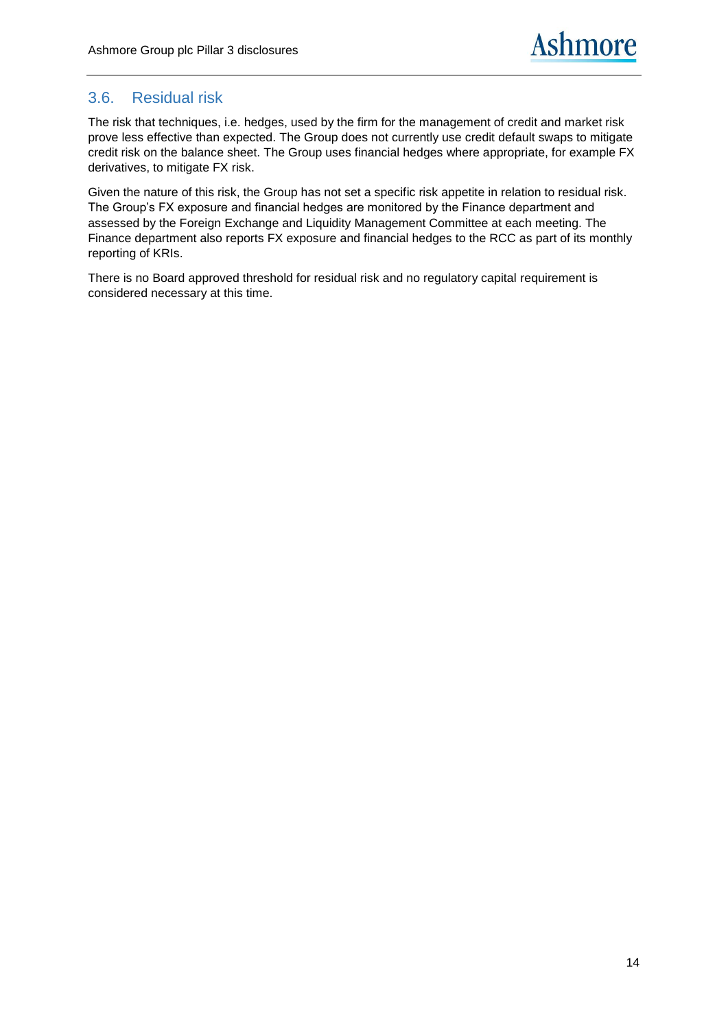## 3.6. Residual risk

The risk that techniques, i.e. hedges, used by the firm for the management of credit and market risk prove less effective than expected. The Group does not currently use credit default swaps to mitigate credit risk on the balance sheet. The Group uses financial hedges where appropriate, for example FX derivatives, to mitigate FX risk.

Given the nature of this risk, the Group has not set a specific risk appetite in relation to residual risk. The Group's FX exposure and financial hedges are monitored by the Finance department and assessed by the Foreign Exchange and Liquidity Management Committee at each meeting. The Finance department also reports FX exposure and financial hedges to the RCC as part of its monthly reporting of KRIs.

There is no Board approved threshold for residual risk and no regulatory capital requirement is considered necessary at this time.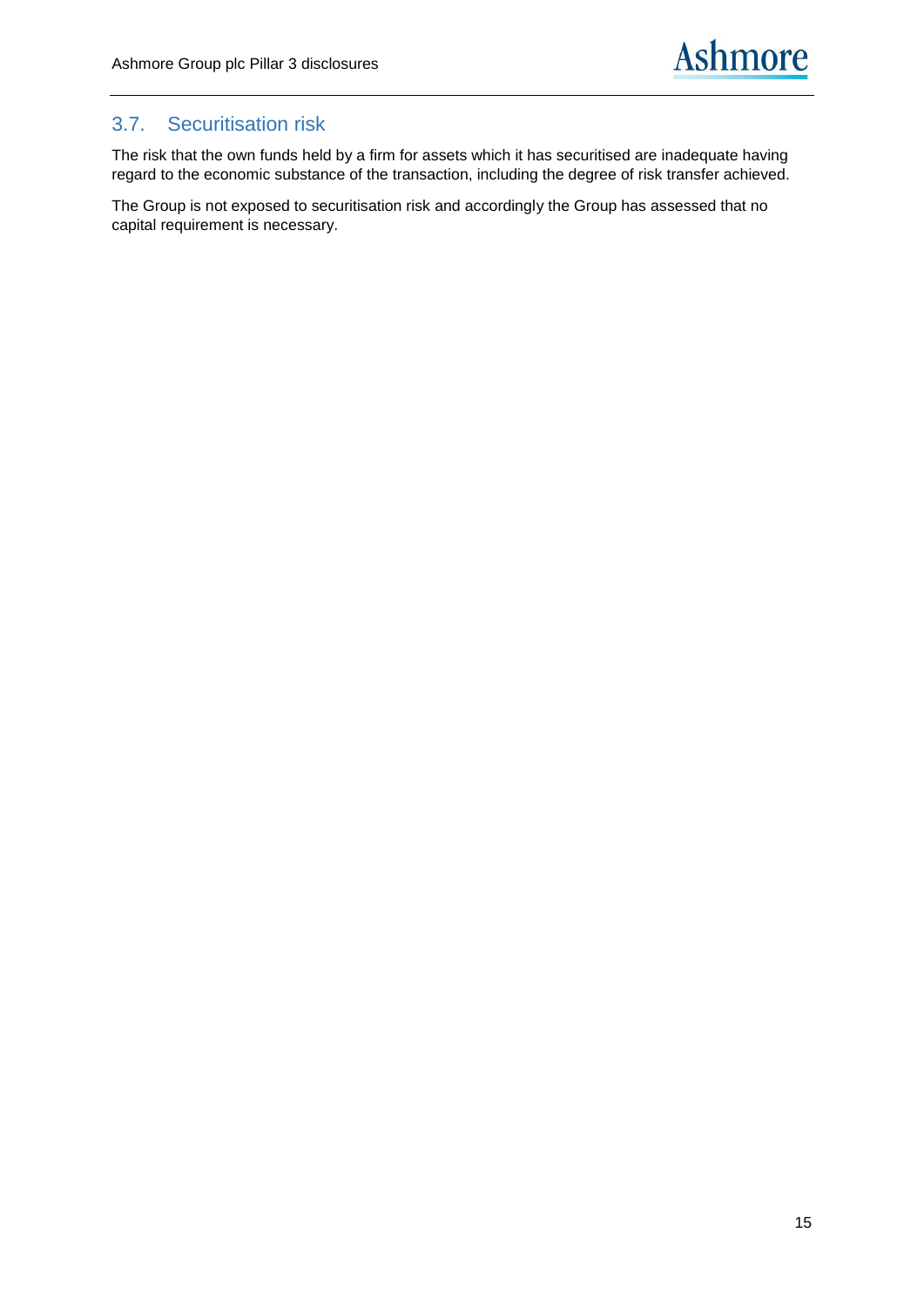## 3.7. Securitisation risk

The risk that the own funds held by a firm for assets which it has securitised are inadequate having regard to the economic substance of the transaction, including the degree of risk transfer achieved.

The Group is not exposed to securitisation risk and accordingly the Group has assessed that no capital requirement is necessary.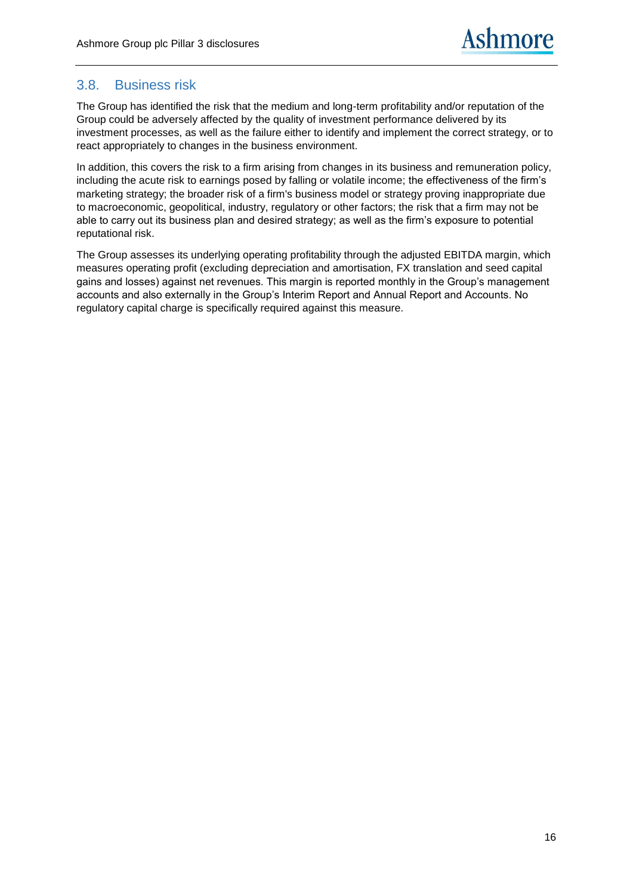## 3.8. Business risk

The Group has identified the risk that the medium and long-term profitability and/or reputation of the Group could be adversely affected by the quality of investment performance delivered by its investment processes, as well as the failure either to identify and implement the correct strategy, or to react appropriately to changes in the business environment.

In addition, this covers the risk to a firm arising from changes in its business and remuneration policy, including the acute risk to earnings posed by falling or volatile income; the effectiveness of the firm's marketing strategy; the broader risk of a firm's business model or strategy proving inappropriate due to macroeconomic, geopolitical, industry, regulatory or other factors; the risk that a firm may not be able to carry out its business plan and desired strategy; as well as the firm's exposure to potential reputational risk.

The Group assesses its underlying operating profitability through the adjusted EBITDA margin, which measures operating profit (excluding depreciation and amortisation, FX translation and seed capital gains and losses) against net revenues. This margin is reported monthly in the Group's management accounts and also externally in the Group's Interim Report and Annual Report and Accounts. No regulatory capital charge is specifically required against this measure.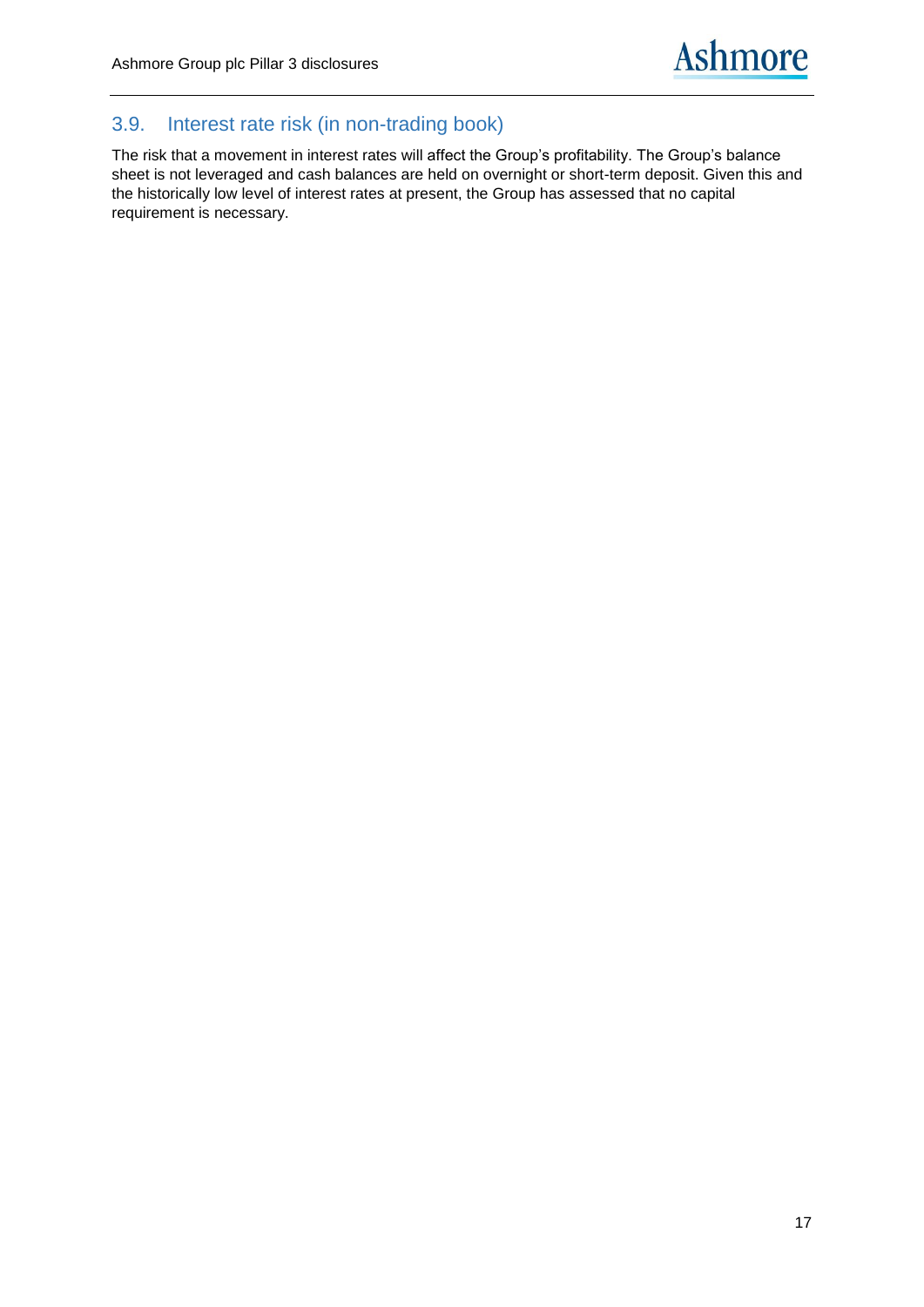## 3.9. Interest rate risk (in non-trading book)

The risk that a movement in interest rates will affect the Group's profitability. The Group's balance sheet is not leveraged and cash balances are held on overnight or short-term deposit. Given this and the historically low level of interest rates at present, the Group has assessed that no capital requirement is necessary.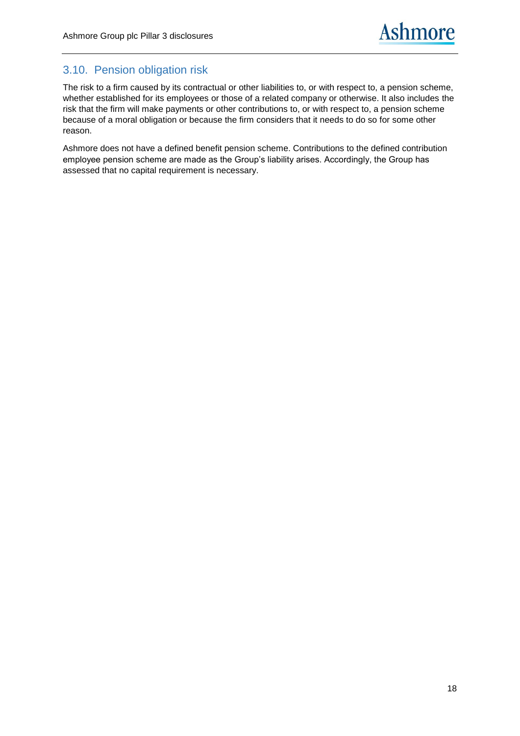## 3.10. Pension obligation risk

The risk to a firm caused by its contractual or other liabilities to, or with respect to, a pension scheme, whether established for its employees or those of a related company or otherwise. It also includes the risk that the firm will make payments or other contributions to, or with respect to, a pension scheme because of a moral obligation or because the firm considers that it needs to do so for some other reason.

Ashmore does not have a defined benefit pension scheme. Contributions to the defined contribution employee pension scheme are made as the Group's liability arises. Accordingly, the Group has assessed that no capital requirement is necessary.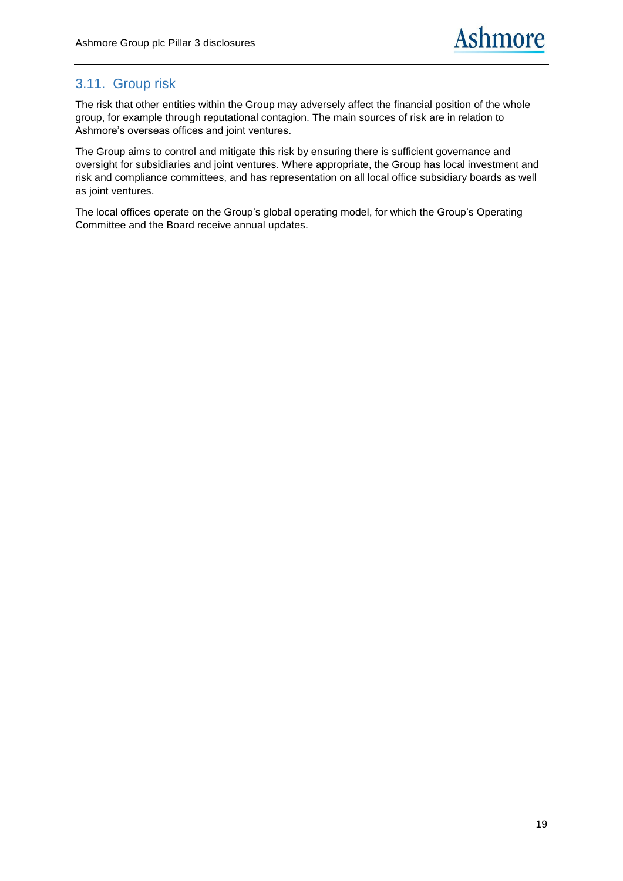## 3.11. Group risk

The risk that other entities within the Group may adversely affect the financial position of the whole group, for example through reputational contagion. The main sources of risk are in relation to Ashmore's overseas offices and joint ventures.

The Group aims to control and mitigate this risk by ensuring there is sufficient governance and oversight for subsidiaries and joint ventures. Where appropriate, the Group has local investment and risk and compliance committees, and has representation on all local office subsidiary boards as well as joint ventures.

The local offices operate on the Group's global operating model, for which the Group's Operating Committee and the Board receive annual updates.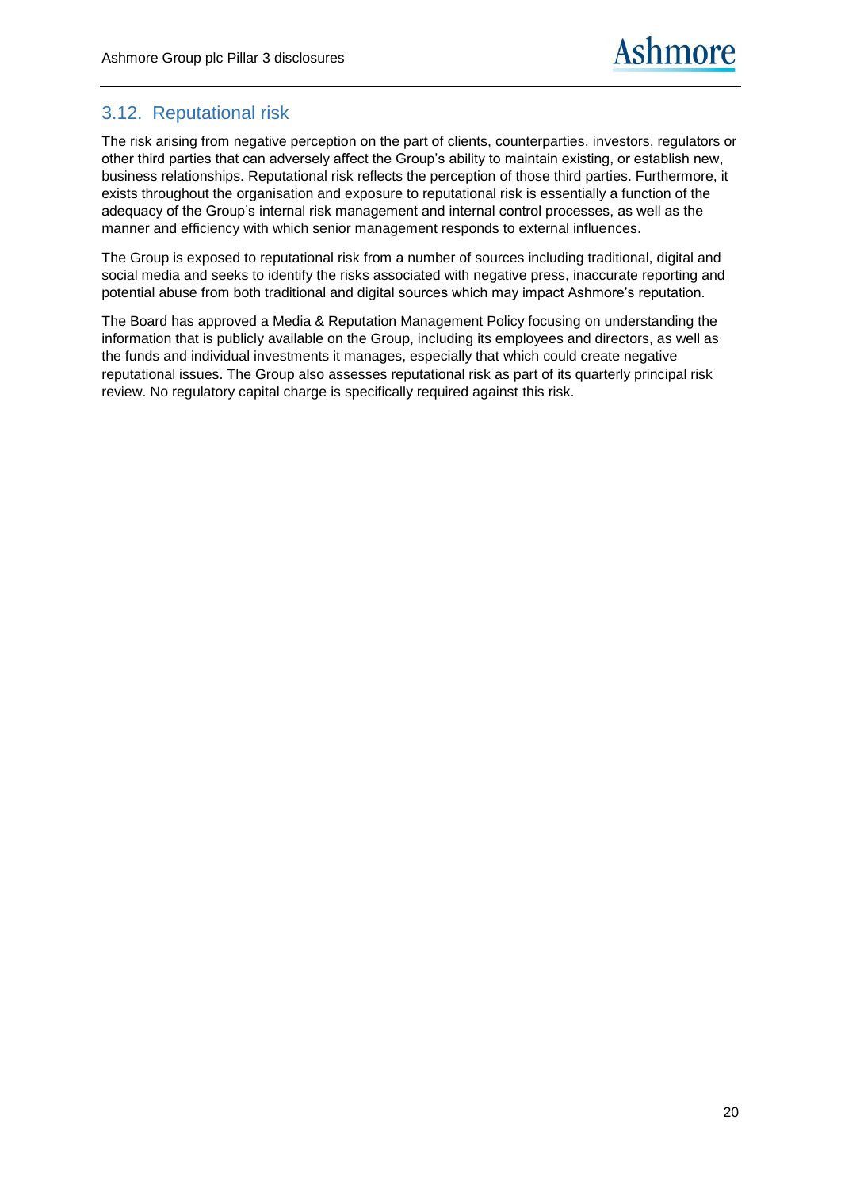## 3.12. Reputational risk

The risk arising from negative perception on the part of clients, counterparties, investors, regulators or other third parties that can adversely affect the Group's ability to maintain existing, or establish new, business relationships. Reputational risk reflects the perception of those third parties. Furthermore, it exists throughout the organisation and exposure to reputational risk is essentially a function of the adequacy of the Group's internal risk management and internal control processes, as well as the manner and efficiency with which senior management responds to external influences.

The Group is exposed to reputational risk from a number of sources including traditional, digital and social media and seeks to identify the risks associated with negative press, inaccurate reporting and potential abuse from both traditional and digital sources which may impact Ashmore's reputation.

The Board has approved a Media & Reputation Management Policy focusing on understanding the information that is publicly available on the Group, including its employees and directors, as well as the funds and individual investments it manages, especially that which could create negative reputational issues. The Group also assesses reputational risk as part of its quarterly principal risk review. No regulatory capital charge is specifically required against this risk.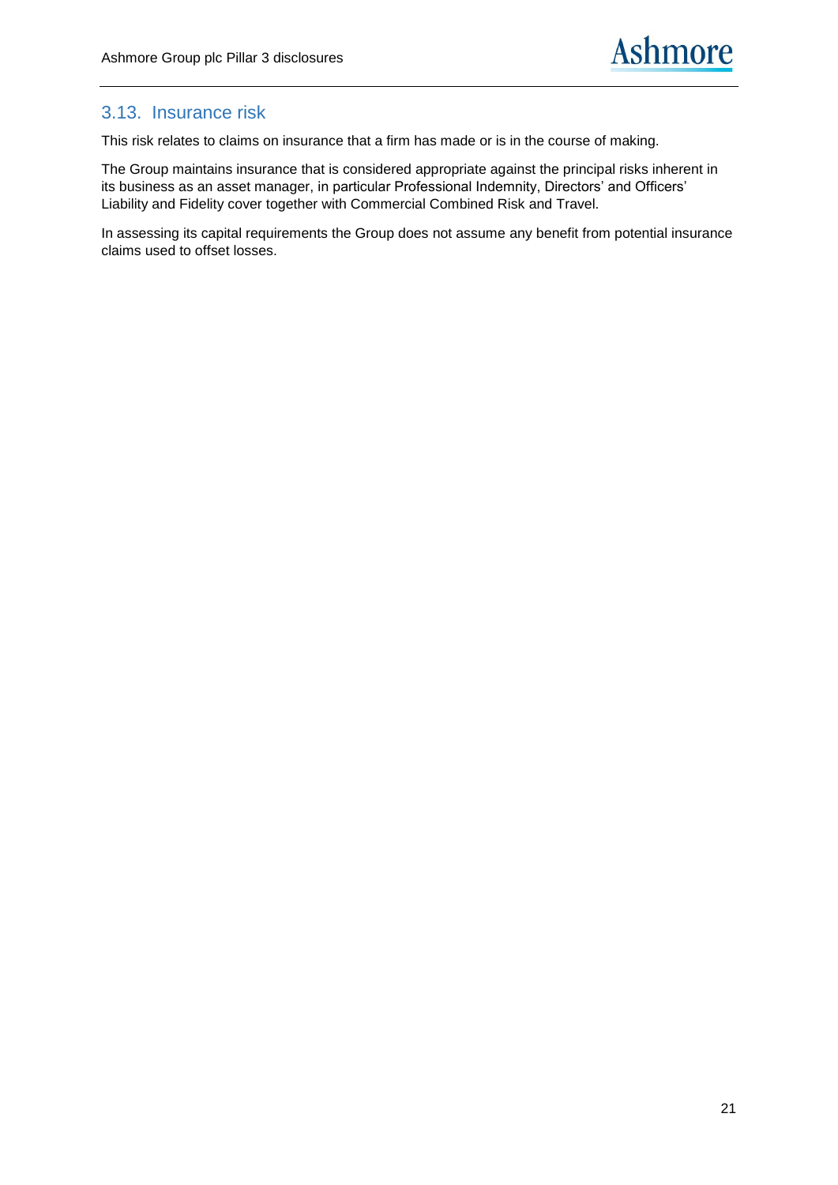## 3.13. Insurance risk

This risk relates to claims on insurance that a firm has made or is in the course of making.

The Group maintains insurance that is considered appropriate against the principal risks inherent in its business as an asset manager, in particular Professional Indemnity, Directors' and Officers' Liability and Fidelity cover together with Commercial Combined Risk and Travel.

In assessing its capital requirements the Group does not assume any benefit from potential insurance claims used to offset losses.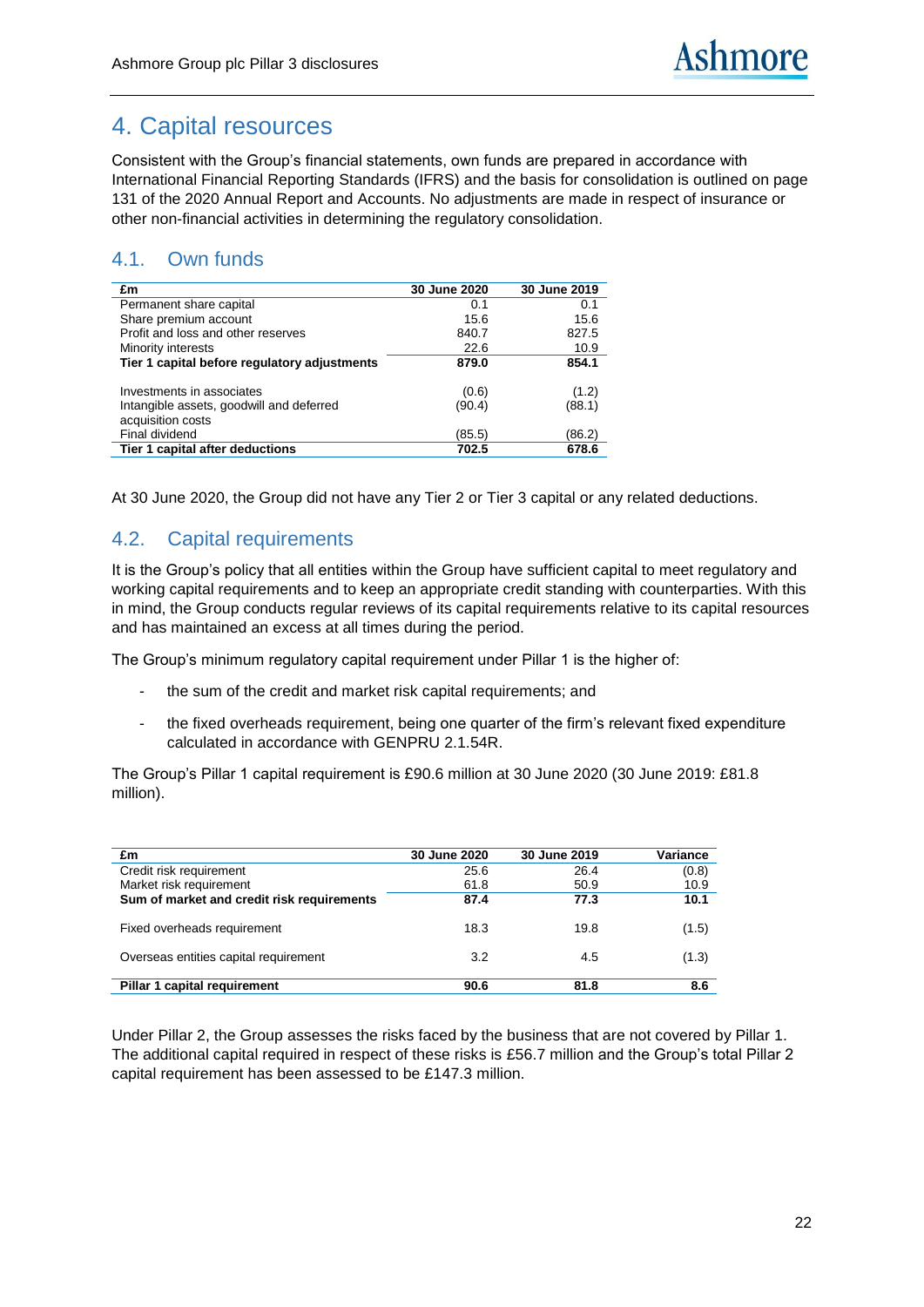# 4. Capital resources

Consistent with the Group's financial statements, own funds are prepared in accordance with International Financial Reporting Standards (IFRS) and the basis for consolidation is outlined on page 131 of the 2020 Annual Report and Accounts. No adjustments are made in respect of insurance or other non-financial activities in determining the regulatory consolidation.

## 4.1. Own funds

| £m | 30 June 2020 | 30 June 2019 |
|---|---|---|
| Permanent share capital | 0.1 | 0.1 |
| Share premium account | 15.6 | 15.6 |
| Profit and loss and other reserves | 840.7 | 827.5 |
| Minority interests | 22.6 | 10.9 |
| **Tier 1 capital before regulatory adjustments** | **879.0** | **854.1** |
| Investments in associates | (0.6) | (1.2) |
| Intangible assets, goodwill and deferred acquisition costs | (90.4) | (88.1) |
| Final dividend | (85.5) | (86.2) |
| **Tier 1 capital after deductions** | **702.5** | **678.6** |

At 30 June 2020, the Group did not have any Tier 2 or Tier 3 capital or any related deductions.

## 4.2. Capital requirements

It is the Group's policy that all entities within the Group have sufficient capital to meet regulatory and working capital requirements and to keep an appropriate credit standing with counterparties. With this in mind, the Group conducts regular reviews of its capital requirements relative to its capital resources and has maintained an excess at all times during the period.

The Group's minimum regulatory capital requirement under Pillar 1 is the higher of:

- the sum of the credit and market risk capital requirements; and
- the fixed overheads requirement, being one quarter of the firm's relevant fixed expenditure calculated in accordance with GENPRU 2.1.54R.

The Group's Pillar 1 capital requirement is £90.6 million at 30 June 2020 (30 June 2019: £81.8 million).

| £m | 30 June 2020 | 30 June 2019 | Variance |
|---|---|---|---|
| Credit risk requirement | 25.6 | 26.4 | (0.8) |
| Market risk requirement | 61.8 | 50.9 | 10.9 |
| **Sum of market and credit risk requirements** | **87.4** | **77.3** | **10.1** |
| Fixed overheads requirement | 18.3 | 19.8 | (1.5) |
| Overseas entities capital requirement | 3.2 | 4.5 | (1.3) |
| **Pillar 1 capital requirement** | **90.6** | **81.8** | **8.6** |

Under Pillar 2, the Group assesses the risks faced by the business that are not covered by Pillar 1. The additional capital required in respect of these risks is £56.7 million and the Group's total Pillar 2 capital requirement has been assessed to be £147.3 million.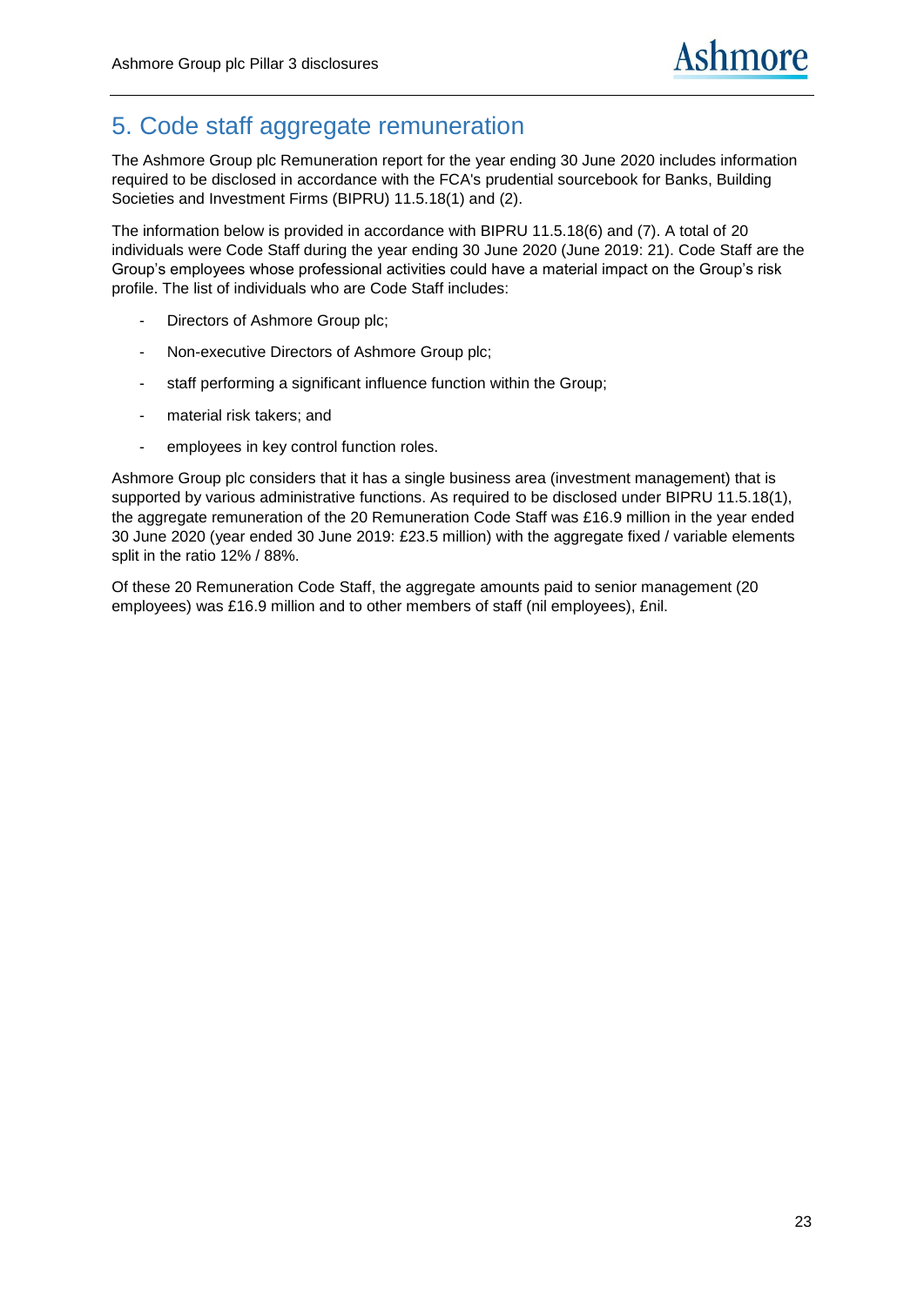## 5. Code staff aggregate remuneration

The Ashmore Group plc Remuneration report for the year ending 30 June 2020 includes information required to be disclosed in accordance with the FCA's prudential sourcebook for Banks, Building Societies and Investment Firms (BIPRU) 11.5.18(1) and (2).

The information below is provided in accordance with BIPRU 11.5.18(6) and (7). A total of 20 individuals were Code Staff during the year ending 30 June 2020 (June 2019: 21). Code Staff are the Group's employees whose professional activities could have a material impact on the Group's risk profile. The list of individuals who are Code Staff includes:

- Directors of Ashmore Group plc;
- Non-executive Directors of Ashmore Group plc;
- staff performing a significant influence function within the Group;
- material risk takers; and
- employees in key control function roles.

Ashmore Group plc considers that it has a single business area (investment management) that is supported by various administrative functions. As required to be disclosed under BIPRU 11.5.18(1), the aggregate remuneration of the 20 Remuneration Code Staff was £16.9 million in the year ended 30 June 2020 (year ended 30 June 2019: £23.5 million) with the aggregate fixed / variable elements split in the ratio 12% / 88%.

Of these 20 Remuneration Code Staff, the aggregate amounts paid to senior management (20 employees) was £16.9 million and to other members of staff (nil employees), £nil.